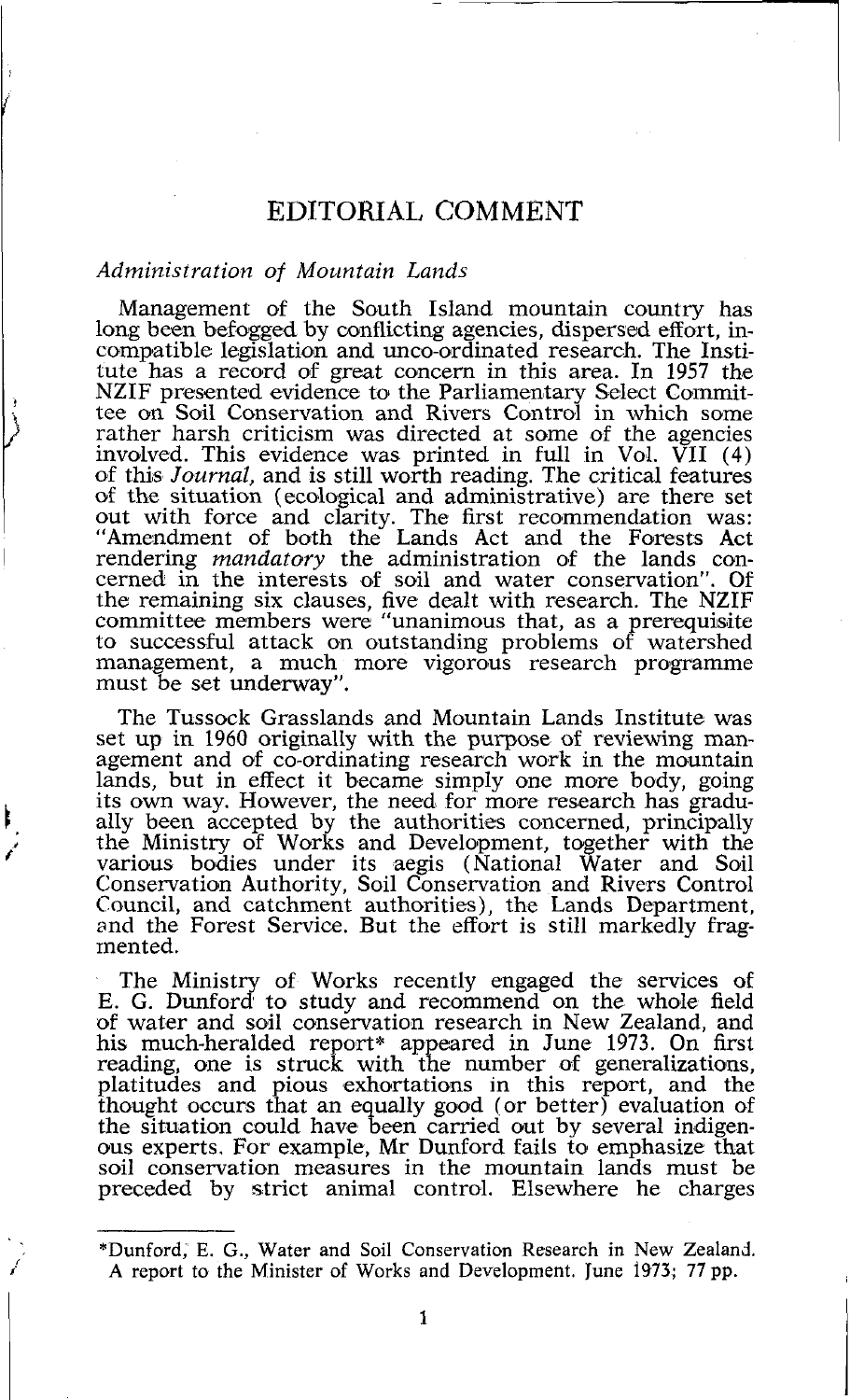# EDITORIAL COMMENT

## *Administration of Mountain Lands*

Management of the South Island mountain country has long been befogged by conflicting agencies, dispersed effort, incompatible legislation and unco-ordinated research. The Institute has a record of great concern in this area. In 1957 the NZIF presented evidence to the Parliamentary Select Committee on Soil Conservation and Rivers Control in which some rather harsh criticism was directed at some of the agencies involved. This evidence was printed in full in Vol. VII (4) of this *Journal*, and is still worth reading. The critical features of the situation (ecological and administrative) are there set out with force and clarity. The first recommendation was: "Amendment of both the Lands Act and the Forests Act rendering *mandatory* the administration of the lands concerned in the interests of soil and water conservation". Of the remaining six clauses, five dealt with research. The NZIF committee members were "unanimous that, as a prerequisite to successful attack on outstanding problems of watershed management, a much more vigorous research programme must be set underway".

The Tussock Grasslands and Mountain Lands Institute was set up in 1960 originally with the purpose of reviewing management and of co-ordinating research work in the mountain lands, but in effect it became simply one more body, going its own way. However, the need for more research has gradually been accepted by the authorities concerned, principally the Ministry of Works and Development, together with the various bodies under its aegis (National Water and Soil Conservation Authority, Soil Conservation and Rivers Control Council, and catchment authorities), the Lands Department, and the Forest Service. But the effort is still markedly fragmented.

The Ministry of Works recently engaged the services of E. G. Dunford to study and recommend on the whole field of water and soil conservation research in New Zealand, and his much-heralded report* appeared in June 1973. On first reading, one is struck with the number of generalizations, platitudes and pious exhortations in this report, and the thought occurs that an equally good (or better) evaluation of the situation could have been carried out by several indigenous experts. For example, Mr Dunford fails to emphasize that soil conservation measures in the mountain lands must be preceded by strict animal control. Elsewhere he charges

---

*Dunford, E. G., Water and Soil Conservation Research in New Zealand. A report to the Minister of Works and Development. June 1973; 77 pp.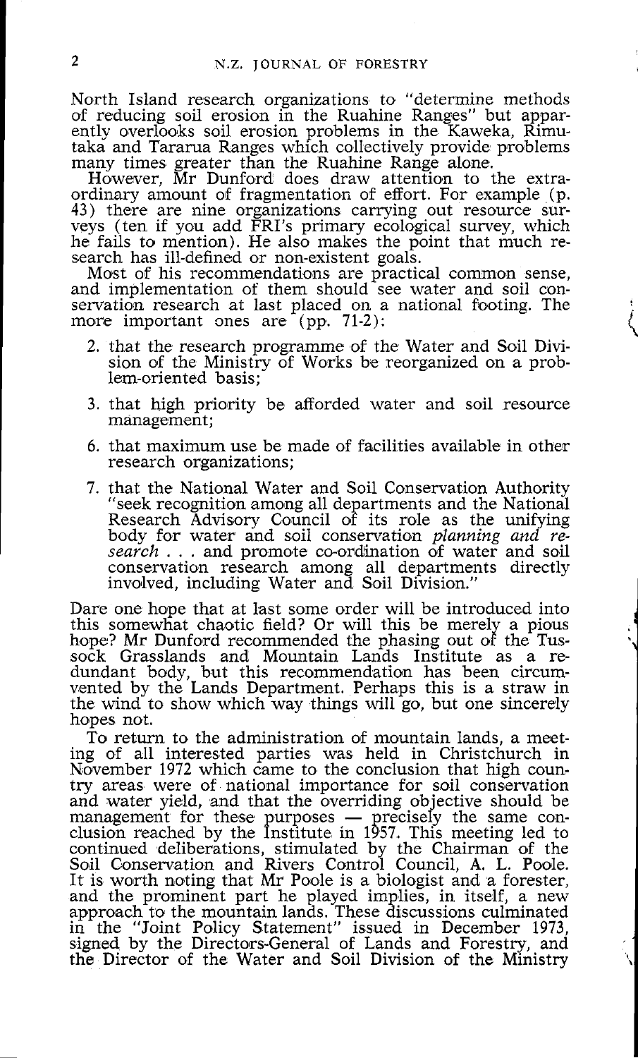North Island research organizations to "determine methods of reducing soil erosion in the Ruahine Ranges" but apparently overlooks soil erosion problems in the Kaweka, Rimutaka and Tararua Ranges which collectively provide problems many times greater than the Ruahine Range alone.

However, Mr Dunford does draw attention to the extraordinary amount of fragmentation of effort. For example (p. 43) there are nine organizations carrying out resource surveys (ten if you add FRI's primary ecological survey, which he fails to mention). He also makes the point that much research has ill-defined or non-existent goals.

Most of his recommendations are practical common sense, and implementation of them should see water and soil conservation research at last placed on a national footing. The more important ones are (pp. 71-2):

2. that the research programme of the Water and Soil Division of the Ministry of Works be reorganized on a problem-oriented basis;

3. that high priority be afforded water and soil resource management;

6. that maximum use be made of facilities available in other research organizations;

7. that the National Water and Soil Conservation Authority "seek recognition among all departments and the National Research Advisory Council of its role as the unifying body for water and soil conservation *planning and research* . . . and promote co-ordination of water and soil conservation research among all departments directly involved, including Water and Soil Division."

Dare one hope that at last some order will be introduced into this somewhat chaotic field? Or will this be merely a pious hope? Mr Dunford recommended the phasing out of the Tussock Grasslands and Mountain Lands Institute as a redundant body, but this recommendation has been circumvented by the Lands Department. Perhaps this is a straw in the wind to show which way things will go, but one sincerely hopes not.

To return to the administration of mountain lands, a meeting of all interested parties was held in Christchurch in November 1972 which came to the conclusion that high country areas were of national importance for soil conservation and water yield, and that the overriding objective should be management for these purposes — precisely the same conclusion reached by the Institute in 1957. This meeting led to continued deliberations, stimulated by the Chairman of the Soil Conservation and Rivers Control Council, A. L. Poole. It is worth noting that Mr Poole is a biologist and a forester, and the prominent part he played implies, in itself, a new approach to the mountain lands. These discussions culminated in the "Joint Policy Statement" issued in December 1973, signed by the Directors-General of Lands and Forestry, and the Director of the Water and Soil Division of the Ministry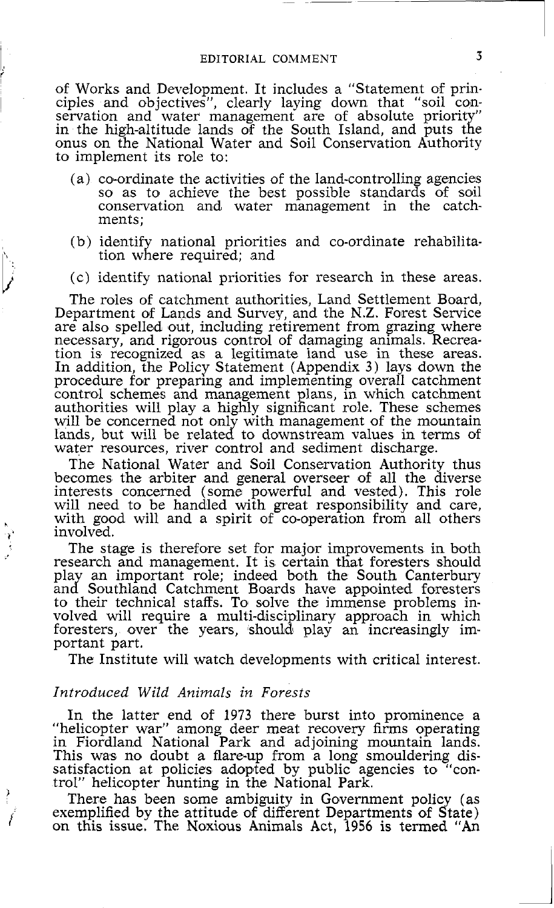of Works and Development. It includes a "Statement of principles and objectives", clearly laying down that "soil conservation and water management are of absolute priority" in the high-altitude lands of the South Island, and puts the onus on the National Water and Soil Conservation Authority to implement its role to:

(a) co-ordinate the activities of the land-controlling agencies so as to achieve the best possible standards of soil conservation and water management in the catchments;

(b) identify national priorities and co-ordinate rehabilitation where required; and

(c) identify national priorities for research in these areas.

The roles of catchment authorities, Land Settlement Board, Department of Lands and Survey, and the N.Z. Forest Service are also spelled out, including retirement from grazing where necessary, and rigorous control of damaging animals. Recreation is recognized as a legitimate land use in these areas. In addition, the Policy Statement (Appendix 3) lays down the procedure for preparing and implementing overall catchment control schemes and management plans, in which catchment authorities will play a highly significant role. These schemes will be concerned not only with management of the mountain lands, but will be related to downstream values in terms of water resources, river control and sediment discharge.

The National Water and Soil Conservation Authority thus becomes the arbiter and general overseer of all the diverse interests concerned (some powerful and vested). This role will need to be handled with great responsibility and care, with good will and a spirit of co-operation from all others involved.

The stage is therefore set for major improvements in both research and management. It is certain that foresters should play an important role; indeed both the South Canterbury and Southland Catchment Boards have appointed foresters to their technical staffs. To solve the immense problems involved will require a multi-disciplinary approach in which foresters, over the years, should play an increasingly important part.

The Institute will watch developments with critical interest.

### *Introduced Wild Animals in Forests*

In the latter end of 1973 there burst into prominence a "helicopter war" among deer meat recovery firms operating in Fiordland National Park and adjoining mountain lands. This was no doubt a flare-up from a long smouldering dissatisfaction at policies adopted by public agencies to "control" helicopter hunting in the National Park.

There has been some ambiguity in Government policy (as exemplified by the attitude of different Departments of State) on this issue. The Noxious Animals Act, 1956 is termed "An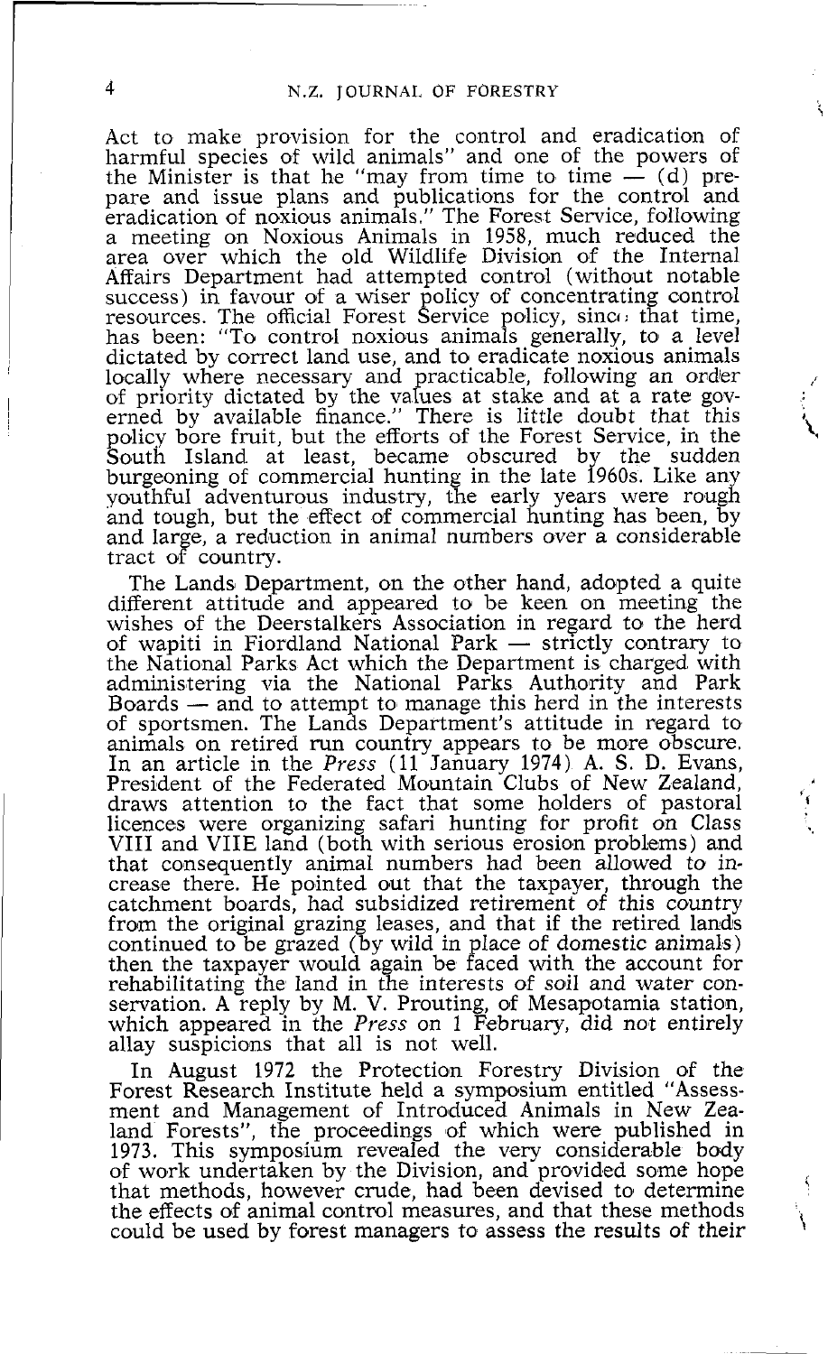Act to make provision for the control and eradication of harmful species of wild animals" and one of the powers of the Minister is that he "may from time to time — (d) prepare and issue plans and publications for the control and eradication of noxious animals." The Forest Service, following a meeting on Noxious Animals in 1958, much reduced the area over which the old Wildlife Division of the Internal Affairs Department had attempted control (without notable success) in favour of a wiser policy of concentrating control resources. The official Forest Service policy, since that time, has been: "To control noxious animals generally, to a level dictated by correct land use, and to eradicate noxious animals locally where necessary and practicable, following an order of priority dictated by the values at stake and at a rate governed by available finance." There is little doubt that this policy bore fruit, but the efforts of the Forest Service, in the South Island at least, became obscured by the sudden burgeoning of commercial hunting in the late 1960s. Like any youthful adventurous industry, the early years were rough and tough, but the effect of commercial hunting has been, by and large, a reduction in animal numbers over a considerable tract of country.

The Lands Department, on the other hand, adopted a quite different attitude and appeared to be keen on meeting the wishes of the Deerstalkers Association in regard to the herd of wapiti in Fiordland National Park — strictly contrary to the National Parks Act which the Department is charged with administering via the National Parks Authority and Park Boards — and to attempt to manage this herd in the interests of sportsmen. The Lands Department's attitude in regard to animals on retired run country appears to be more obscure. In an article in the *Press* (11 January 1974) A. S. D. Evans, President of the Federated Mountain Clubs of New Zealand, draws attention to the fact that some holders of pastoral licences were organizing safari hunting for profit on Class VIII and VIIE land (both with serious erosion problems) and that consequently animal numbers had been allowed to increase there. He pointed out that the taxpayer, through the catchment boards, had subsidized retirement of this country from the original grazing leases, and that if the retired lands continued to be grazed (by wild in place of domestic animals) then the taxpayer would again be faced with the account for rehabilitating the land in the interests of soil and water conservation. A reply by M. V. Prouting, of Mesapotamia station, which appeared in the *Press* on 1 February, did not entirely allay suspicions that all is not well.

In August 1972 the Protection Forestry Division of the Forest Research Institute held a symposium entitled "Assessment and Management of Introduced Animals in New Zealand Forests", the proceedings of which were published in 1973. This symposium revealed the very considerable body of work undertaken by the Division, and provided some hope that methods, however crude, had been devised to determine the effects of animal control measures, and that these methods could be used by forest managers to assess the results of their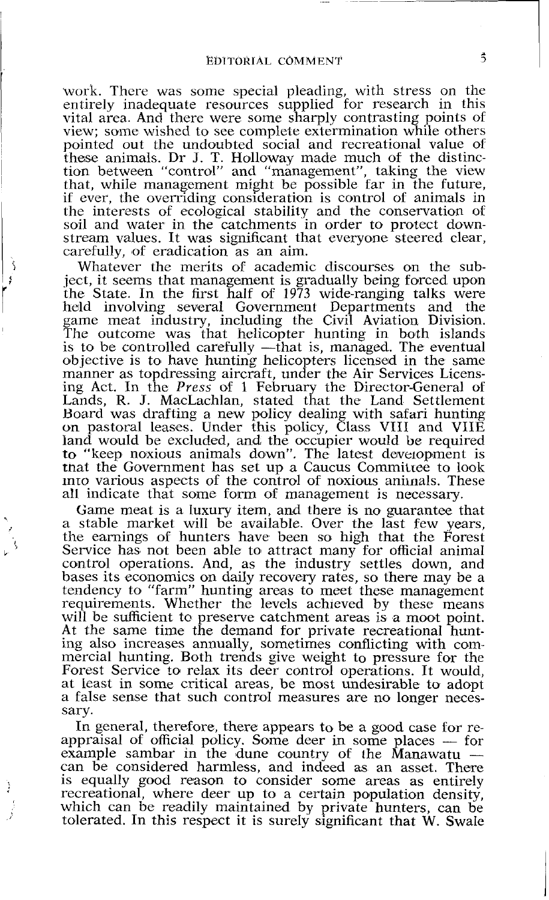work. There was some special pleading, with stress on the entirely inadequate resources supplied for research in this vital area. And there were some sharply contrasting points of view; some wished to see complete extermination while others pointed out the undoubted social and recreational value of these animals. Dr J. T. Holloway made much of the distinction between "control" and "management", taking the view that, while management might be possible far in the future, if ever, the overriding consideration is control of animals in the interests of ecological stability and the conservation of soil and water in the catchments in order to protect downstream values. It was significant that everyone steered clear, carefully, of eradication as an aim.

Whatever the merits of academic discourses on the subject, it seems that management is gradually being forced upon the State. In the first half of 1973 wide-ranging talks were held involving several Government Departments and the game meat industry, including the Civil Aviation Division. The outcome was that helicopter hunting in both islands is to be controlled carefully —that is, managed. The eventual objective is to have hunting helicopters licensed in the same manner as topdressing aircraft, under the Air Services Licensing Act. In the *Press* of 1 February the Director-General of Lands, R. J. MacLachlan, stated that the Land Settlement Board was drafting a new policy dealing with safari hunting on pastoral leases. Under this policy, Class VIII and VIIE land would be excluded, and the occupier would be required to "keep noxious animals down". The latest development is that the Government has set up a Caucus Committee to look into various aspects of the control of noxious animals. These all indicate that some form of management is necessary.

Game meat is a luxury item, and there is no guarantee that a stable market will be available. Over the last few years, the earnings of hunters have been so high that the Forest Service has not been able to attract many for official animal control operations. And, as the industry settles down, and bases its economics on daily recovery rates, so there may be a tendency to "farm" hunting areas to meet these management requirements. Whether the levels achieved by these means will be sufficient to preserve catchment areas is a moot point. At the same time the demand for private recreational hunting also increases annually, sometimes conflicting with commercial hunting. Both trends give weight to pressure for the Forest Service to relax its deer control operations. It would, at least in some critical areas, be most undesirable to adopt a false sense that such control measures are no longer necessary.

In general, therefore, there appears to be a good case for reappraisal of official policy. Some deer in some places — for example sambar in the dune country of the Manawatu — can be considered harmless, and indeed as an asset. There is equally good reason to consider some areas as entirely recreational, where deer up to a certain population density, which can be readily maintained by private hunters, can be tolerated. In this respect it is surely significant that W. Swale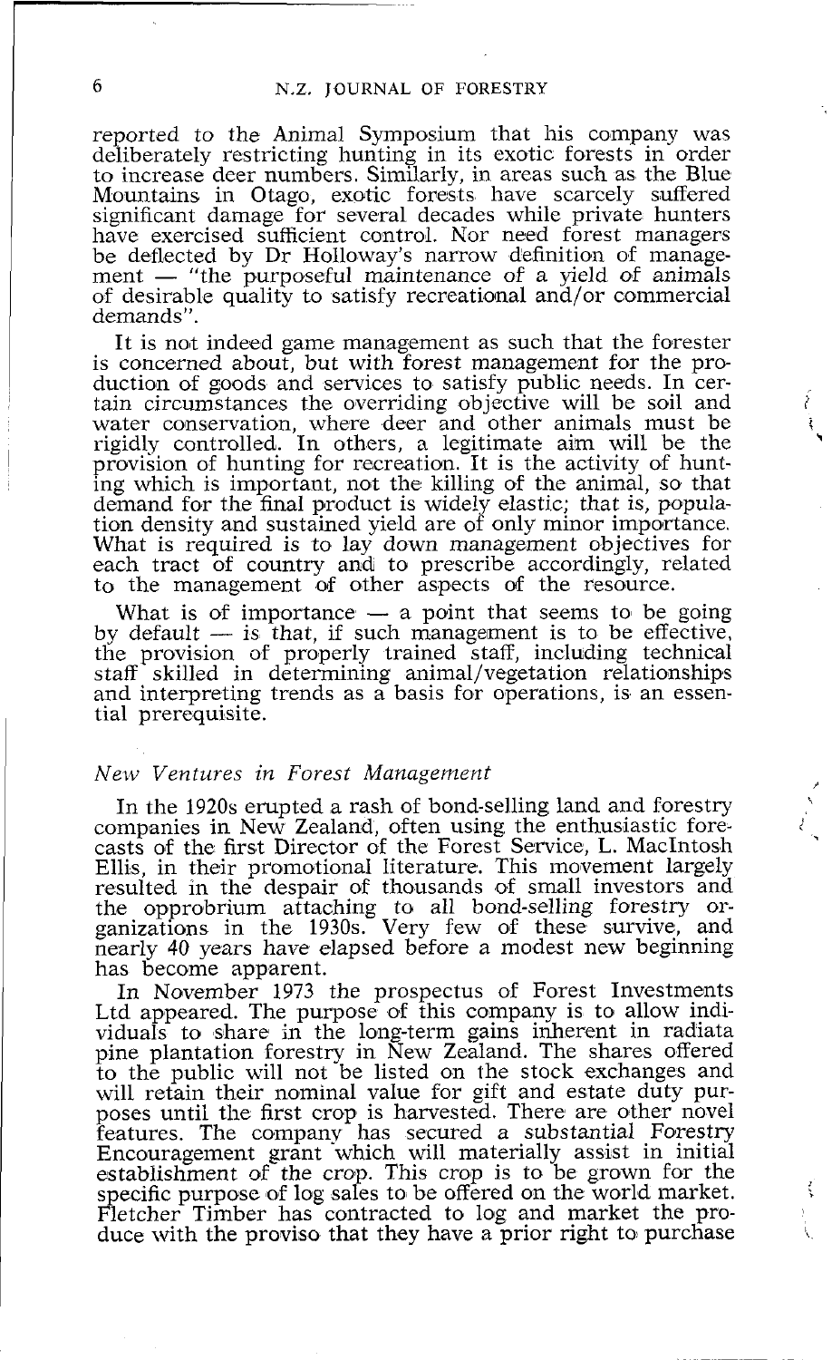reported to the Animal Symposium that his company was deliberately restricting hunting in its exotic forests in order to increase deer numbers. Similarly, in areas such as the Blue Mountains in Otago, exotic forests have scarcely suffered significant damage for several decades while private hunters have exercised sufficient control. Nor need forest managers be deflected by Dr Holloway's narrow definition of management — "the purposeful maintenance of a yield of animals of desirable quality to satisfy recreational and/or commercial demands".

It is not indeed game management as such that the forester is concerned about, but with forest management for the production of goods and services to satisfy public needs. In certain circumstances the overriding objective will be soil and water conservation, where deer and other animals must be rigidly controlled. In others, a legitimate aim will be the provision of hunting for recreation. It is the activity of hunting which is important, not the killing of the animal, so that demand for the final product is widely elastic; that is, population density and sustained yield are of only minor importance. What is required is to lay down management objectives for each tract of country and to prescribe accordingly, related to the management of other aspects of the resource.

What is of importance — a point that seems to be going by default — is that, if such management is to be effective, the provision of properly trained staff, including technical staff skilled in determining animal/vegetation relationships and interpreting trends as a basis for operations, is an essential prerequisite.

### *New Ventures in Forest Management*

In the 1920s erupted a rash of bond-selling land and forestry companies in New Zealand, often using the enthusiastic forecasts of the first Director of the Forest Service, L. MacIntosh Ellis, in their promotional literature. This movement largely resulted in the despair of thousands of small investors and the opprobrium attaching to all bond-selling forestry organizations in the 1930s. Very few of these survive, and nearly 40 years have elapsed before a modest new beginning has become apparent.

In November 1973 the prospectus of Forest Investments Ltd appeared. The purpose of this company is to allow individuals to share in the long-term gains inherent in radiata pine plantation forestry in New Zealand. The shares offered to the public will not be listed on the stock exchanges and will retain their nominal value for gift and estate duty purposes until the first crop is harvested. There are other novel features. The company has secured a substantial Forestry Encouragement grant which will materially assist in initial establishment of the crop. This crop is to be grown for the specific purpose of log sales to be offered on the world market. Fletcher Timber has contracted to log and market the produce with the proviso that they have a prior right to purchase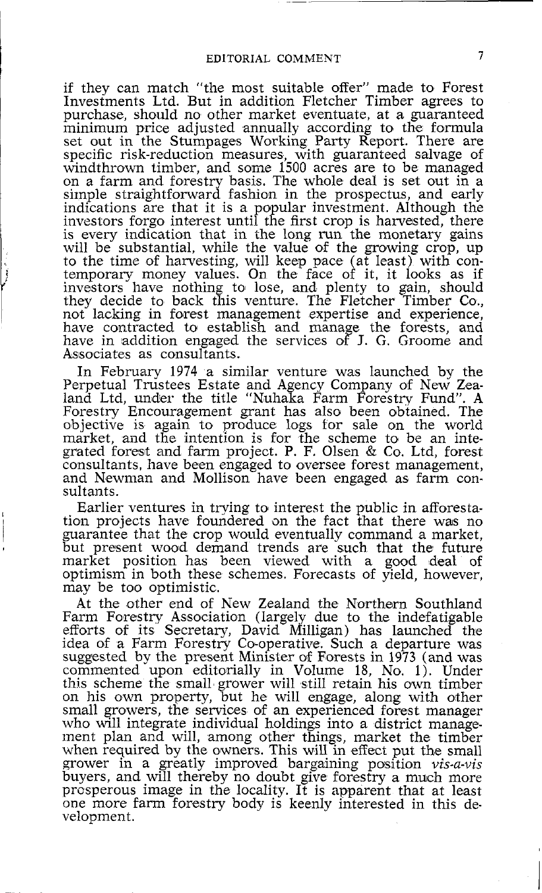if they can match "the most suitable offer" made to Forest Investments Ltd. But in addition Fletcher Timber agrees to purchase, should no other market eventuate, at a guaranteed minimum price adjusted annually according to the formula set out in the Stumpages Working Party Report. There are specific risk-reduction measures, with guaranteed salvage of windthrown timber, and some 1500 acres are to be managed on a farm and forestry basis. The whole deal is set out in a simple straightforward fashion in the prospectus, and early indications are that it is a popular investment. Although the investors forgo interest until the first crop is harvested, there is every indication that in the long run the monetary gains will be substantial, while the value of the growing crop, up to the time of harvesting, will keep pace (at least) with contemporary money values. On the face of it, it looks as if investors have nothing to lose, and plenty to gain, should they decide to back this venture. The Fletcher Timber Co., not lacking in forest management expertise and experience, have contracted to establish and manage the forests, and have in addition engaged the services of J. G. Groome and Associates as consultants.

In February 1974 a similar venture was launched by the Perpetual Trustees Estate and Agency Company of New Zealand Ltd, under the title "Nuhaka Farm Forestry Fund". A Forestry Encouragement grant has also been obtained. The objective is again to produce logs for sale on the world market, and the intention is for the scheme to be an integrated forest and farm project. P. F. Olsen & Co. Ltd, forest consultants, have been engaged to oversee forest management, and Newman and Mollison have been engaged as farm consultants.

Earlier ventures in trying to interest the public in afforestation projects have foundered on the fact that there was no guarantee that the crop would eventually command a market, but present wood demand trends are such that the future market position has been viewed with a good deal of optimism in both these schemes. Forecasts of yield, however, may be too optimistic.

At the other end of New Zealand the Northern Southland Farm Forestry Association (largely due to the indefatigable efforts of its Secretary, David Milligan) has launched the idea of a Farm Forestry Co-operative. Such a departure was suggested by the present Minister of Forests in 1973 (and was commented upon editorially in Volume 18, No. 1). Under this scheme the small grower will still retain his own timber on his own property, but he will engage, along with other small growers, the services of an experienced forest manager who will integrate individual holdings into a district management plan and will, among other things, market the timber when required by the owners. This will in effect put the small grower in a greatly improved bargaining position *vis-a-vis* buyers, and will thereby no doubt give forestry a much more prosperous image in the locality. It is apparent that at least one more farm forestry body is keenly interested in this development.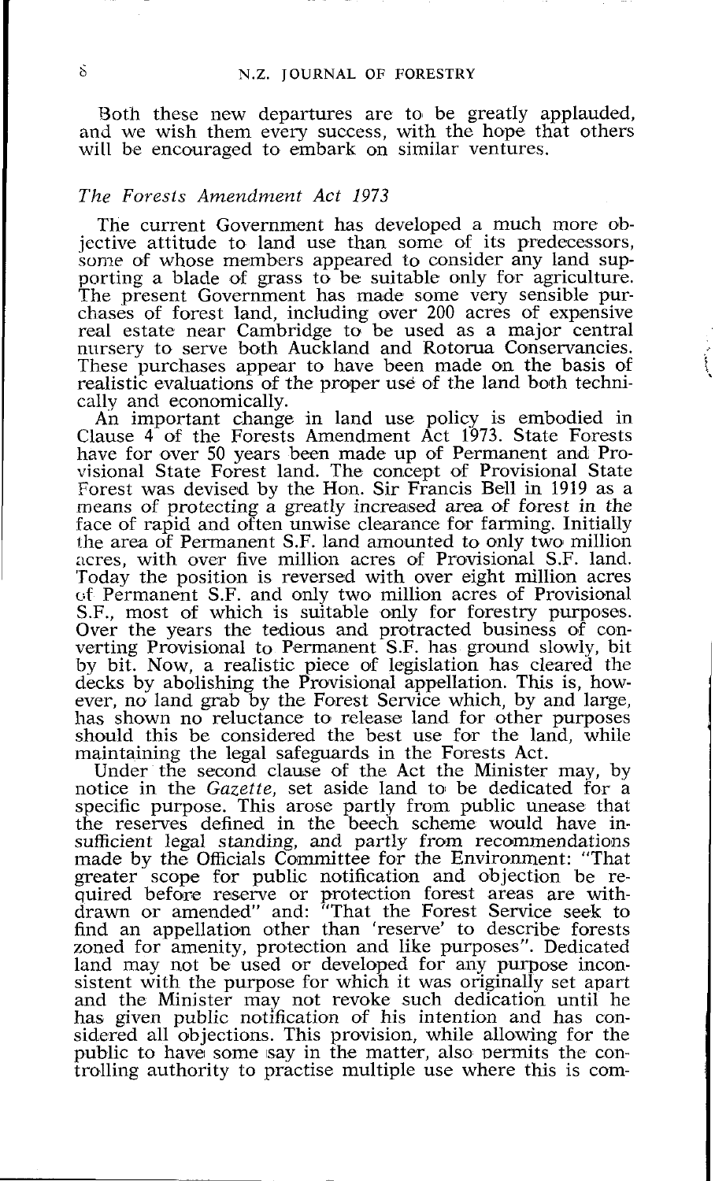Both these new departures are to be greatly applauded, and we wish them every success, with the hope that others will be encouraged to embark on similar ventures.

### *The Forests Amendment Act 1973*

The current Government has developed a much more objective attitude to land use than some of its predecessors, some of whose members appeared to consider any land supporting a blade of grass to be suitable only for agriculture. The present Government has made some very sensible purchases of forest land, including over 200 acres of expensive real estate near Cambridge to be used as a major central nursery to serve both Auckland and Rotorua Conservancies. These purchases appear to have been made on the basis of realistic evaluations of the proper use of the land both technically and economically.

An important change in land use policy is embodied in Clause 4 of the Forests Amendment Act 1973. State Forests have for over 50 years been made up of Permanent and Provisional State Forest land. The concept of Provisional State Forest was devised by the Hon. Sir Francis Bell in 1919 as a means of protecting a greatly increased area of forest in the face of rapid and often unwise clearance for farming. Initially the area of Permanent S.F. land amounted to only two million acres, with over five million acres of Provisional S.F. land. Today the position is reversed with over eight million acres of Permanent S.F. and only two million acres of Provisional S.F., most of which is suitable only for forestry purposes. Over the years the tedious and protracted business of converting Provisional to Permanent S.F. has ground slowly, bit by bit. Now, a realistic piece of legislation has cleared the decks by abolishing the Provisional appellation. This is, however, no land grab by the Forest Service which, by and large, has shown no reluctance to release land for other purposes should this be considered the best use for the land, while maintaining the legal safeguards in the Forests Act.

Under the second clause of the Act the Minister may, by notice in the *Gazette*, set aside land to be dedicated for a specific purpose. This arose partly from public unease that the reserves defined in the beech scheme would have insufficient legal standing, and partly from recommendations made by the Officials Committee for the Environment: "That greater scope for public notification and objection be required before reserve or protection forest areas are withdrawn or amended" and: "That the Forest Service seek to find an appellation other than 'reserve' to describe forests zoned for amenity, protection and like purposes". Dedicated land may not be used or developed for any purpose inconsistent with the purpose for which it was originally set apart and the Minister may not revoke such dedication until he has given public notification of his intention and has considered all objections. This provision, while allowing for the public to have some say in the matter, also permits the controlling authority to practise multiple use where this is com-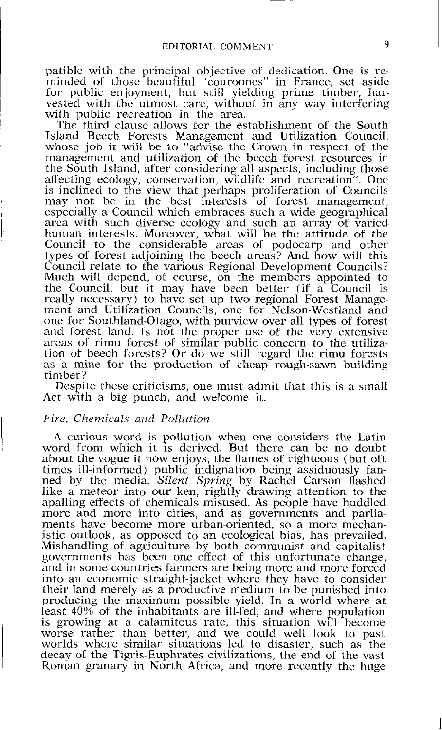patible with the principal objective of dedication. One is reminded of those beautiful "couronnes" in France, set aside for public enjoyment, but still yielding prime timber, harvested with the utmost care, without in any way interfering with public recreation in the area.

The third clause allows for the establishment of the South Island Beech Forests Management and Utilization Council, whose job it will be to "advise the Crown in respect of the management and utilization of the beech forest resources in the South Island, after considering all aspects, including those affecting ecology, conservation, wildlife and recreation". One is inclined to the view that perhaps proliferation of Councils may not be in the best interests of forest management, especially a Council which embraces such a wide geographical area with such diverse ecology and such an array of varied human interests. Moreover, what will be the attitude of the Council to the considerable areas of podocarp and other types of forest adjoining the beech areas? And how will this Council relate to the various Regional Development Councils? Much will depend, of course, on the members appointed to the Council, but it may have been better (if a Council is really necessary) to have set up two regional Forest Management and Utilization Councils, one for Nelson-Westland and one for Southland-Otago, with purview over all types of forest and forest land. Is not the proper use of the very extensive areas of rimu forest of similar public concern to the utilization of beech forests? Or do we still regard the rimu forests as a mine for the production of cheap rough-sawn building timber?

Despite these criticisms, one must admit that this is a small Act with a big punch, and welcome it.

### *Fire, Chemicals and Pollution*

A curious word is pollution when one considers the Latin word from which it is derived. But there can be no doubt about the vogue it now enjoys, the flames of righteous (but oft times ill-informed) public indignation being assiduously fanned by the media. *Silent Spring* by Rachel Carson flashed like a meteor into our ken, rightly drawing attention to the apalling effects of chemicals misused. As people have huddled more and more into cities, and as governments and parliaments have become more urban-oriented, so a more mechanistic outlook, as opposed to an ecological bias, has prevailed. Mishandling of agriculture by both communist and capitalist governments has been one effect of this unfortunate change, and in some countries farmers are being more and more forced into an economic straight-jacket where they have to consider their land merely as a productive medium to be punished into producing the maximum possible yield. In a world where at least 40% of the inhabitants are ill-fed, and where population is growing at a calamitous rate, this situation will become worse rather than better, and we could well look to past worlds where similar situations led to disaster, such as the decay of the Tigris-Euphrates civilizations, the end of the vast Roman granary in North Africa, and more recently the huge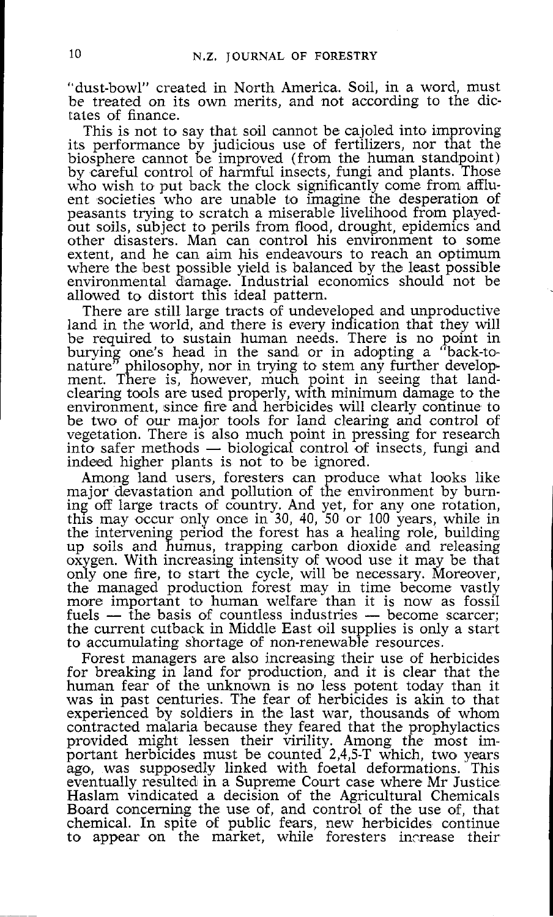"dust-bowl" created in North America. Soil, in a word, must be treated on its own merits, and not according to the dictates of finance.

This is not to say that soil cannot be cajoled into improving its performance by judicious use of fertilizers, nor that the biosphere cannot be improved (from the human standpoint) by careful control of harmful insects, fungi and plants. Those who wish to put back the clock significantly come from affluent societies who are unable to imagine the desperation of peasants trying to scratch a miserable livelihood from played-out soils, subject to perils from flood, drought, epidemics and other disasters. Man can control his environment to some extent, and he can aim his endeavours to reach an optimum where the best possible yield is balanced by the least possible environmental damage. Industrial economics should not be allowed to distort this ideal pattern.

There are still large tracts of undeveloped and unproductive land in the world, and there is every indication that they will be required to sustain human needs. There is no point in burying one's head in the sand or in adopting a "back-to-nature" philosophy, nor in trying to stem any further development. There is, however, much point in seeing that land-clearing tools are used properly, with minimum damage to the environment, since fire and herbicides will clearly continue to be two of our major tools for land clearing and control of vegetation. There is also much point in pressing for research into safer methods — biological control of insects, fungi and indeed higher plants is not to be ignored.

Among land users, foresters can produce what looks like major devastation and pollution of the environment by burning off large tracts of country. And yet, for any one rotation, this may occur only once in 30, 40, 50 or 100 years, while in the intervening period the forest has a healing role, building up soils and humus, trapping carbon dioxide and releasing oxygen. With increasing intensity of wood use it may be that only one fire, to start the cycle, will be necessary. Moreover, the managed production forest may in time become vastly more important to human welfare than it is now as fossil fuels — the basis of countless industries — become scarcer; the current cutback in Middle East oil supplies is only a start to accumulating shortage of non-renewable resources.

Forest managers are also increasing their use of herbicides for breaking in land for production, and it is clear that the human fear of the unknown is no less potent today than it was in past centuries. The fear of herbicides is akin to that experienced by soldiers in the last war, thousands of whom contracted malaria because they feared that the prophylactics provided might lessen their virility. Among the most important herbicides must be counted 2,4,5-T which, two years ago, was supposedly linked with foetal deformations. This eventually resulted in a Supreme Court case where Mr Justice Haslam vindicated a decision of the Agricultural Chemicals Board concerning the use of, and control of the use of, that chemical. In spite of public fears, new herbicides continue to appear on the market, while foresters increase their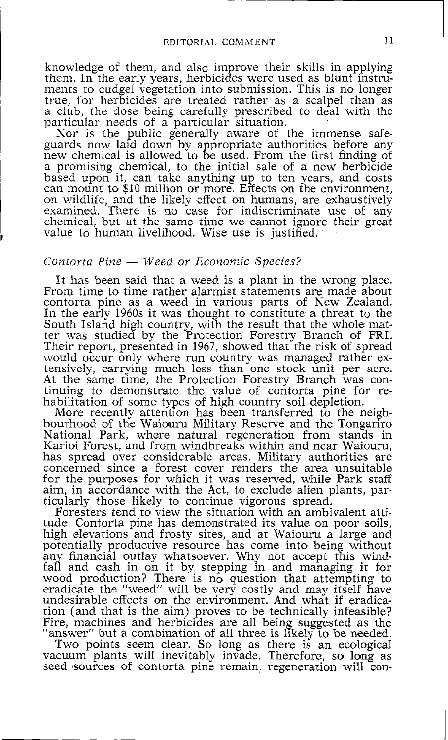knowledge of them, and also improve their skills in applying them. In the early years, herbicides were used as blunt instruments to cudgel vegetation into submission. This is no longer true, for herbicides are treated rather as a scalpel than as a club, the dose being carefully prescribed to deal with the particular needs of a particular situation.

Nor is the public generally aware of the immense safeguards now laid down by appropriate authorities before any new chemical is allowed to be used. From the first finding of a promising chemical, to the initial sale of a new herbicide based upon it, can take anything up to ten years, and costs can mount to $10 million or more. Effects on the environment, on wildlife, and the likely effect on humans, are exhaustively examined. There is no case for indiscriminate use of any chemical, but at the same time we cannot ignore their great value to human livelihood. Wise use is justified.

## *Contorta Pine — Weed or Economic Species?*

It has been said that a weed is a plant in the wrong place. From time to time rather alarmist statements are made about contorta pine as a weed in various parts of New Zealand. In the early 1960s it was thought to constitute a threat to the South Island high country, with the result that the whole matter was studied by the Protection Forestry Branch of FRI. Their report, presented in 1967, showed that the risk of spread would occur only where run country was managed rather extensively, carrying much less than one stock unit per acre. At the same time, the Protection Forestry Branch was continuing to demonstrate the value of contorta pine for rehabilitation of some types of high country soil depletion.

More recently attention has been transferred to the neighbourhood of the Waiouru Military Reserve and the Tongariro National Park, where natural regeneration from stands in Karioi Forest, and from windbreaks within and near Waiouru, has spread over considerable areas. Military authorities are concerned since a forest cover renders the area unsuitable for the purposes for which it was reserved, while Park staff aim, in accordance with the Act, to exclude alien plants, particularly those likely to continue vigorous spread.

Foresters tend to view the situation with an ambivalent attitude. Contorta pine has demonstrated its value on poor soils, high elevations and frosty sites, and at Waiouru a large and potentially productive resource has come into being without any financial outlay whatsoever. Why not accept this windfall and cash in on it by stepping in and managing it for wood production? There is no question that attempting to eradicate the "weed" will be very costly and may itself have undesirable effects on the environment. And what if eradication (and that is the aim) proves to be technically infeasible? Fire, machines and herbicides are all being suggested as the "answer" but a combination of all three is likely to be needed.

Two points seem clear. So long as there is an ecological vacuum plants will inevitably invade. Therefore, so long as seed sources of contorta pine remain, regeneration will con-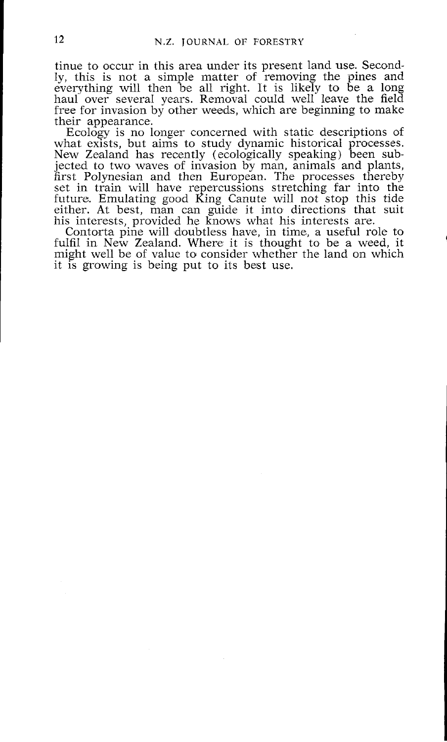tinue to occur in this area under its present land use. Secondly, this is not a simple matter of removing the pines and everything will then be all right. It is likely to be a long haul over several years. Removal could well leave the field free for invasion by other weeds, which are beginning to make their appearance.

Ecology is no longer concerned with static descriptions of what exists, but aims to study dynamic historical processes. New Zealand has recently (ecologically speaking) been subjected to two waves of invasion by man, animals and plants, first Polynesian and then European. The processes thereby set in train will have repercussions stretching far into the future. Emulating good King Canute will not stop this tide either. At best, man can guide it into directions that suit his interests, provided he knows what his interests are.

Contorta pine will doubtless have, in time, a useful role to fulfil in New Zealand. Where it is thought to be a weed, it might well be of value to consider whether the land on which it is growing is being put to its best use.